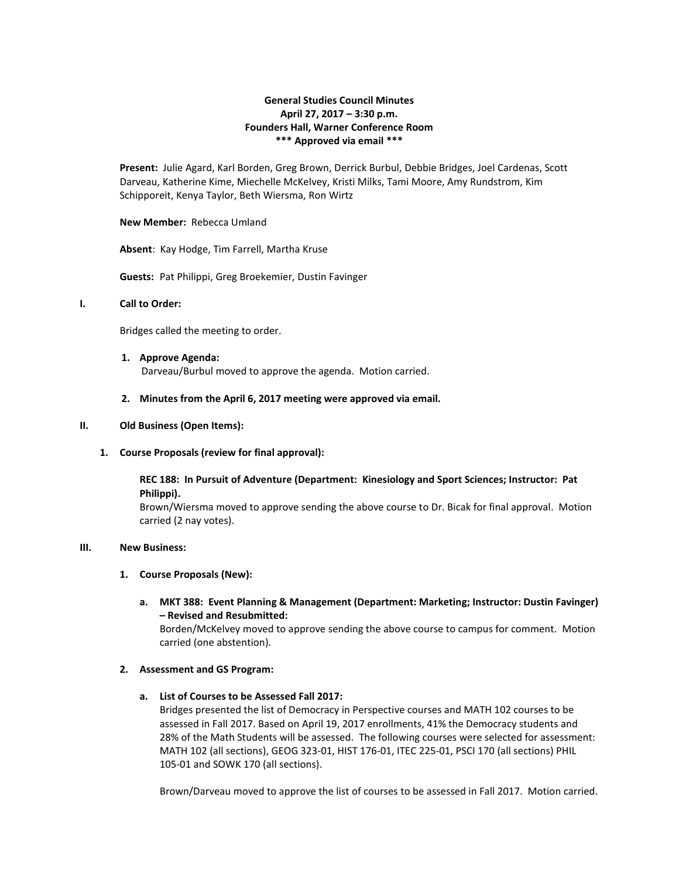**General Studies Council Minutes**
**April 27, 2017 – 3:30 p.m.**
**Founders Hall, Warner Conference Room**
**\*\*\* Approved via email \*\*\***

**Present:** Julie Agard, Karl Borden, Greg Brown, Derrick Burbul, Debbie Bridges, Joel Cardenas, Scott Darveau, Katherine Kime, Miechelle McKelvey, Kristi Milks, Tami Moore, Amy Rundstrom, Kim Schipporeit, Kenya Taylor, Beth Wiersma, Ron Wirtz

**New Member:** Rebecca Umland

**Absent**: Kay Hodge, Tim Farrell, Martha Kruse

**Guests:** Pat Philippi, Greg Broekemier, Dustin Favinger

## I. Call to Order:

Bridges called the meeting to order.

1. **Approve Agenda:**
   Darveau/Burbul moved to approve the agenda. Motion carried.

2. **Minutes from the April 6, 2017 meeting were approved via email.**

## II. Old Business (Open Items):

1. **Course Proposals (review for final approval):**

   **REC 188: In Pursuit of Adventure (Department: Kinesiology and Sport Sciences; Instructor: Pat Philippi).**
   Brown/Wiersma moved to approve sending the above course to Dr. Bicak for final approval. Motion carried (2 nay votes).

## III. New Business:

1. **Course Proposals (New):**

   a. **MKT 388: Event Planning & Management (Department: Marketing; Instructor: Dustin Favinger) – Revised and Resubmitted:**
   Borden/McKelvey moved to approve sending the above course to campus for comment. Motion carried (one abstention).

2. **Assessment and GS Program:**

   a. **List of Courses to be Assessed Fall 2017:**
   Bridges presented the list of Democracy in Perspective courses and MATH 102 courses to be assessed in Fall 2017. Based on April 19, 2017 enrollments, 41% the Democracy students and 28% of the Math Students will be assessed. The following courses were selected for assessment: MATH 102 (all sections), GEOG 323-01, HIST 176-01, ITEC 225-01, PSCI 170 (all sections) PHIL 105-01 and SOWK 170 (all sections).

   Brown/Darveau moved to approve the list of courses to be assessed in Fall 2017. Motion carried.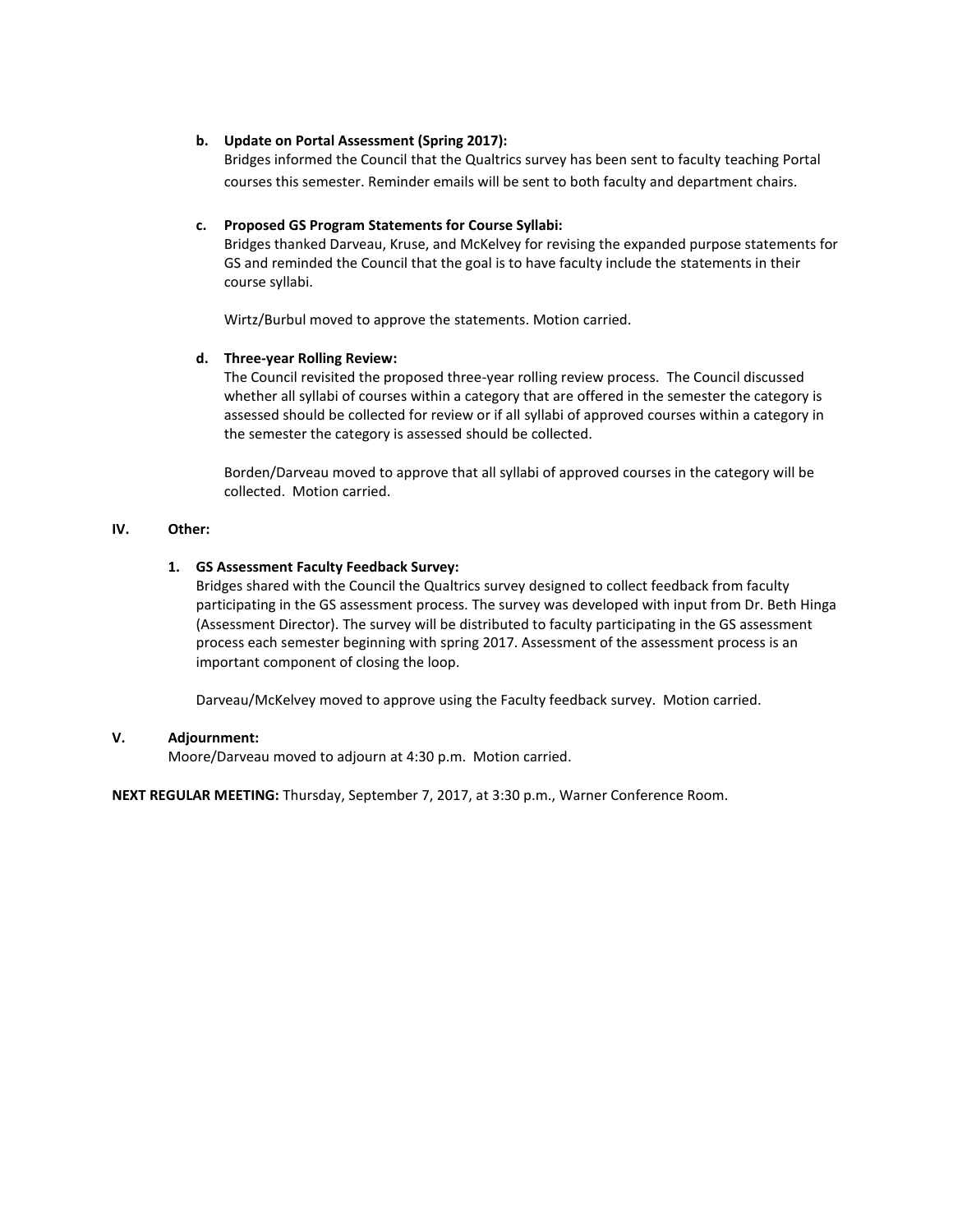**b. Update on Portal Assessment (Spring 2017):**

Bridges informed the Council that the Qualtrics survey has been sent to faculty teaching Portal courses this semester. Reminder emails will be sent to both faculty and department chairs.

**c. Proposed GS Program Statements for Course Syllabi:**

Bridges thanked Darveau, Kruse, and McKelvey for revising the expanded purpose statements for GS and reminded the Council that the goal is to have faculty include the statements in their course syllabi.

Wirtz/Burbul moved to approve the statements. Motion carried.

**d. Three-year Rolling Review:**

The Council revisited the proposed three-year rolling review process. The Council discussed whether all syllabi of courses within a category that are offered in the semester the category is assessed should be collected for review or if all syllabi of approved courses within a category in the semester the category is assessed should be collected.

Borden/Darveau moved to approve that all syllabi of approved courses in the category will be collected. Motion carried.

**IV. Other:**

**1. GS Assessment Faculty Feedback Survey:**

Bridges shared with the Council the Qualtrics survey designed to collect feedback from faculty participating in the GS assessment process. The survey was developed with input from Dr. Beth Hinga (Assessment Director). The survey will be distributed to faculty participating in the GS assessment process each semester beginning with spring 2017. Assessment of the assessment process is an important component of closing the loop.

Darveau/McKelvey moved to approve using the Faculty feedback survey. Motion carried.

**V. Adjournment:**

Moore/Darveau moved to adjourn at 4:30 p.m. Motion carried.

**NEXT REGULAR MEETING:** Thursday, September 7, 2017, at 3:30 p.m., Warner Conference Room.